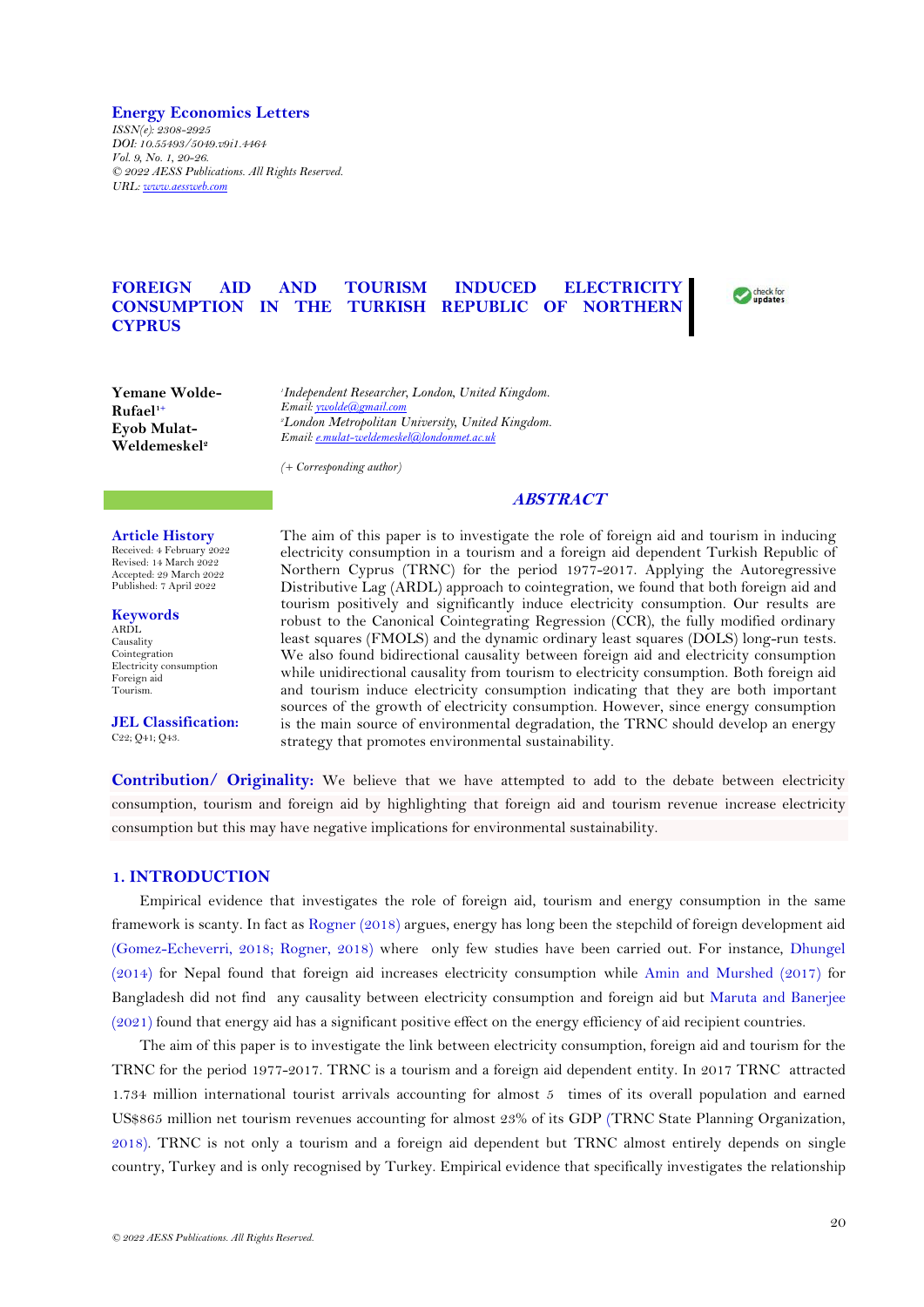**Energy Economics Letters**

*ISSN(e): 2308-2925*
*DOI: 10.55493/5049.v9i1.4464*
*Vol. 9, No. 1, 20-26.*
*© 2022 AESS Publications. All Rights Reserved.*
*URL: www.aessweb.com*

# FOREIGN AID AND TOURISM INDUCED ELECTRICITY CONSUMPTION IN THE TURKISH REPUBLIC OF NORTHERN CYPRUS

**Yemane Wolde-Rufael**[1+]
**Eyob Mulat-Weldemeskel**[2]

[1]*Independent Researcher, London, United Kingdom.*
*Email: ywolde@gmail.com*
[2]*London Metropolitan University, United Kingdom.*
*Email: e.mulat-weldemeskel@londonmet.ac.uk*

*(+ Corresponding author)*

**Article History**
Received: 4 February 2022
Revised: 14 March 2022
Accepted: 29 March 2022
Published: 7 April 2022

**Keywords**
ARDL
Causality
Cointegration
Electricity consumption
Foreign aid
Tourism.

**JEL Classification:**
C22; Q41; Q43.

## *ABSTRACT*

The aim of this paper is to investigate the role of foreign aid and tourism in inducing electricity consumption in a tourism and a foreign aid dependent Turkish Republic of Northern Cyprus (TRNC) for the period 1977-2017. Applying the Autoregressive Distributive Lag (ARDL) approach to cointegration, we found that both foreign aid and tourism positively and significantly induce electricity consumption. Our results are robust to the Canonical Cointegrating Regression (CCR), the fully modified ordinary least squares (FMOLS) and the dynamic ordinary least squares (DOLS) long-run tests. We also found bidirectional causality between foreign aid and electricity consumption while unidirectional causality from tourism to electricity consumption. Both foreign aid and tourism induce electricity consumption indicating that they are both important sources of the growth of electricity consumption. However, since energy consumption is the main source of environmental degradation, the TRNC should develop an energy strategy that promotes environmental sustainability.

**Contribution/ Originality:** We believe that we have attempted to add to the debate between electricity consumption, tourism and foreign aid by highlighting that foreign aid and tourism revenue increase electricity consumption but this may have negative implications for environmental sustainability.

## 1. INTRODUCTION

Empirical evidence that investigates the role of foreign aid, tourism and energy consumption in the same framework is scanty. In fact as Rogner (2018) argues, energy has long been the stepchild of foreign development aid (Gomez-Echeverri, 2018; Rogner, 2018) where only few studies have been carried out. For instance, Dhungel (2014) for Nepal found that foreign aid increases electricity consumption while Amin and Murshed (2017) for Bangladesh did not find any causality between electricity consumption and foreign aid but Maruta and Banerjee (2021) found that energy aid has a significant positive effect on the energy efficiency of aid recipient countries.

The aim of this paper is to investigate the link between electricity consumption, foreign aid and tourism for the TRNC for the period 1977-2017. TRNC is a tourism and a foreign aid dependent entity. In 2017 TRNC attracted 1.734 million international tourist arrivals accounting for almost 5 times of its overall population and earned US$865 million net tourism revenues accounting for almost 23% of its GDP (TRNC State Planning Organization, 2018). TRNC is not only a tourism and a foreign aid dependent but TRNC almost entirely depends on single country, Turkey and is only recognised by Turkey. Empirical evidence that specifically investigates the relationship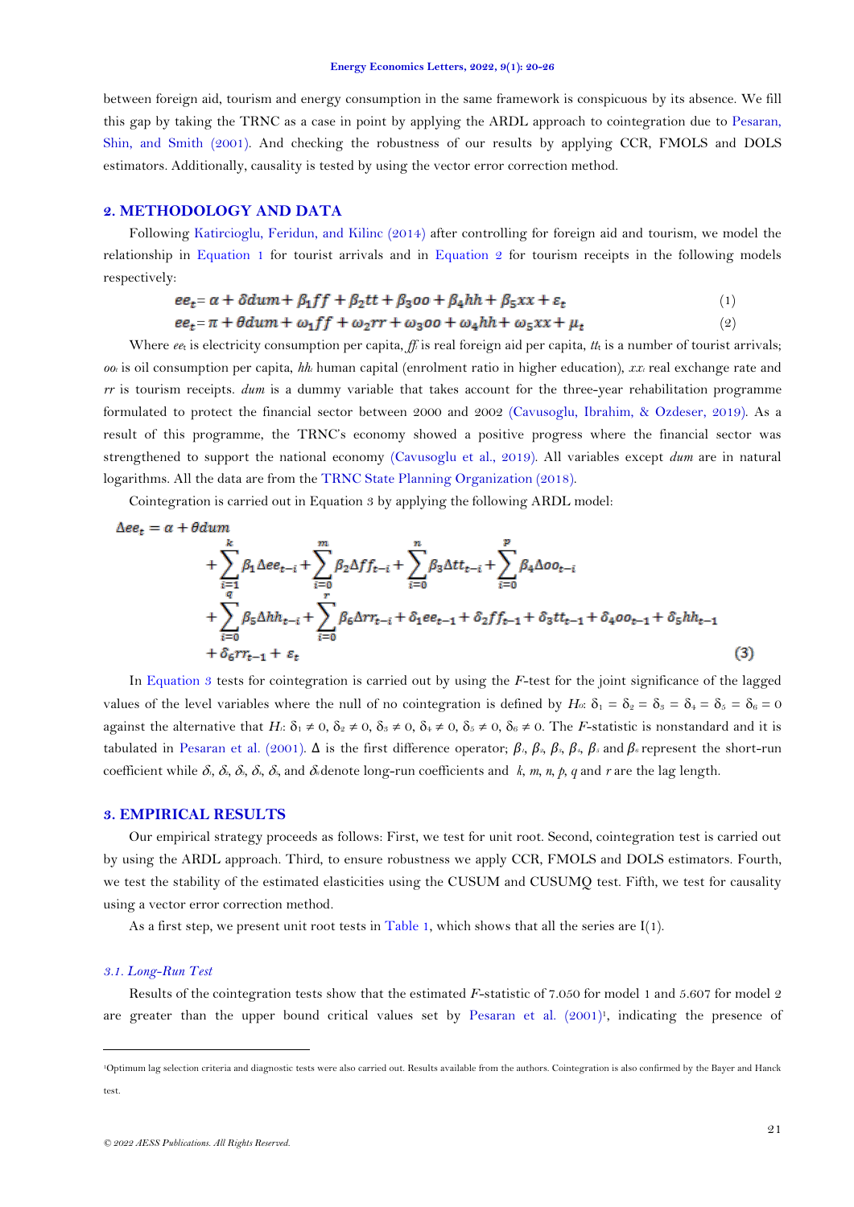between foreign aid, tourism and energy consumption in the same framework is conspicuous by its absence. We fill this gap by taking the TRNC as a case in point by applying the ARDL approach to cointegration due to Pesaran, Shin, and Smith (2001). And checking the robustness of our results by applying CCR, FMOLS and DOLS estimators. Additionally, causality is tested by using the vector error correction method.

## 2. METHODOLOGY AND DATA

Following Katircioglu, Feridun, and Kilinc (2014) after controlling for foreign aid and tourism, we model the relationship in Equation 1 for tourist arrivals and in Equation 2 for tourism receipts in the following models respectively:

$$ee_t = \alpha + \delta dum + \beta_1 ff + \beta_2 tt + \beta_3 oo + \beta_4 hh + \beta_5 xx + \varepsilon_t \quad (1)$$

$$ee_t = \pi + \theta dum + \omega_1 ff + \omega_2 rr + \omega_3 oo + \omega_4 hh + \omega_5 xx + \mu_t \quad (2)$$

Where $ee_t$ is electricity consumption per capita, $ff$ is real foreign aid per capita, $tt_t$ is a number of tourist arrivals; $oo_t$ is oil consumption per capita, $hh_t$ human capital (enrolment ratio in higher education), $xx_t$ real exchange rate and $rr$ is tourism receipts. $dum$ is a dummy variable that takes account for the three-year rehabilitation programme formulated to protect the financial sector between 2000 and 2002 (Cavusoglu, Ibrahim, & Ozdeser, 2019). As a result of this programme, the TRNC's economy showed a positive progress where the financial sector was strengthened to support the national economy (Cavusoglu et al., 2019). All variables except $dum$ are in natural logarithms. All the data are from the TRNC State Planning Organization (2018).

Cointegration is carried out in Equation 3 by applying the following ARDL model:

$$\begin{aligned}\Delta ee_t = {} & \alpha + \theta dum \\ & + \sum_{i=1}^{k} \beta_1 \Delta ee_{t-i} + \sum_{i=0}^{m} \beta_2 \Delta ff_{t-i} + \sum_{i=0}^{n} \beta_3 \Delta tt_{t-i} + \sum_{i=0}^{p} \beta_4 \Delta oo_{t-i} \\ & + \sum_{i=0}^{q} \beta_5 \Delta hh_{t-i} + \sum_{i=0}^{r} \beta_6 \Delta rr_{t-i} + \delta_1 ee_{t-1} + \delta_2 ff_{t-1} + \delta_3 tt_{t-1} + \delta_4 oo_{t-1} + \delta_5 hh_{t-1} \\ & + \delta_6 rr_{t-1} + \varepsilon_t \end{aligned} \quad (3)$$

In Equation 3 tests for cointegration is carried out by using the $F$-test for the joint significance of the lagged values of the level variables where the null of no cointegration is defined by $H_0$: $\delta_1 = \delta_2 = \delta_3 = \delta_4 = \delta_5 = \delta_6 = 0$ against the alternative that $H_1$: $\delta_1 \neq 0$, $\delta_2 \neq 0$, $\delta_3 \neq 0$, $\delta_4 \neq 0$, $\delta_5 \neq 0$, $\delta_6 \neq 0$. The $F$-statistic is nonstandard and it is tabulated in Pesaran et al. (2001). $\Delta$ is the first difference operator; $\beta_1$, $\beta_2$, $\beta_3$, $\beta_4$, $\beta_5$ and $\beta_6$ represent the short-run coefficient while $\delta_1$, $\delta_2$, $\delta_3$, $\delta_4$, $\delta_5$, and $\delta_6$ denote long-run coefficients and $k$, $m$, $n$, $p$, $q$ and $r$ are the lag length.

## 3. EMPIRICAL RESULTS

Our empirical strategy proceeds as follows: First, we test for unit root. Second, cointegration test is carried out by using the ARDL approach. Third, to ensure robustness we apply CCR, FMOLS and DOLS estimators. Fourth, we test the stability of the estimated elasticities using the CUSUM and CUSUMQ test. Fifth, we test for causality using a vector error correction method.

As a first step, we present unit root tests in Table 1, which shows that all the series are I(1).

### *3.1. Long-Run Test*

Results of the cointegration tests show that the estimated $F$-statistic of 7.050 for model 1 and 5.607 for model 2 are greater than the upper bound critical values set by Pesaran et al. (2001)[1], indicating the presence of

---

[1]Optimum lag selection criteria and diagnostic tests were also carried out. Results available from the authors. Cointegration is also confirmed by the Bayer and Hanck test.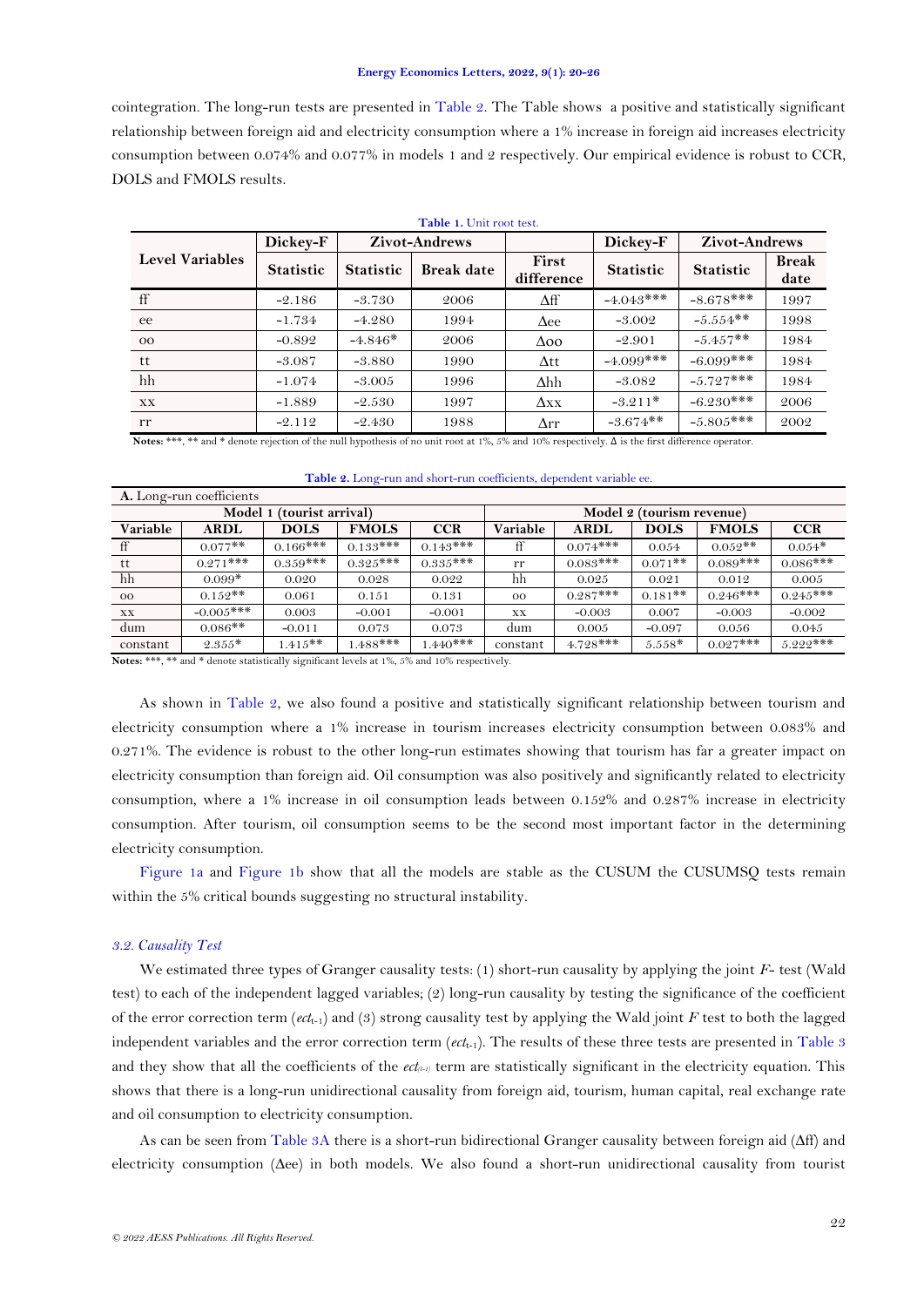cointegration. The long-run tests are presented in Table 2. The Table shows a positive and statistically significant relationship between foreign aid and electricity consumption where a 1% increase in foreign aid increases electricity consumption between 0.074% and 0.077% in models 1 and 2 respectively. Our empirical evidence is robust to CCR, DOLS and FMOLS results.

**Table 1.** Unit root test.

| Level Variables | Dickey-F | Zivot-Andrews | | First difference | Dickey-F | Zivot-Andrews | |
|---|---|---|---|---|---|---|---|
| | Statistic | Statistic | Break date | | Statistic | Statistic | Break date |
| ff | -2.186 | -3.730 | 2006 | Δff | -4.043*** | -8.678*** | 1997 |
| ee | -1.734 | -4.280 | 1994 | Δee | -3.002 | -5.554** | 1998 |
| oo | -0.892 | -4.846* | 2006 | Δoo | -2.901 | -5.457** | 1984 |
| tt | -3.087 | -3.880 | 1990 | Δtt | -4.099*** | -6.099*** | 1984 |
| hh | -1.074 | -3.005 | 1996 | Δhh | -3.082 | -5.727*** | 1984 |
| xx | -1.889 | -2.530 | 1997 | Δxx | -3.211* | -6.230*** | 2006 |
| rr | -2.112 | -2.430 | 1988 | Δrr | -3.674** | -5.805*** | 2002 |

**Notes:** ***, ** and * denote rejection of the null hypothesis of no unit root at 1%, 5% and 10% respectively. Δ is the first difference operator.

**Table 2.** Long-run and short-run coefficients, dependent variable ee.

| **A.** Long-run coefficients | | | | | | | | | |
|---|---|---|---|---|---|---|---|---|---|
| Model 1 (tourist arrival) | | | | | Model 2 (tourism revenue) | | | | |
| Variable | ARDL | DOLS | FMOLS | CCR | Variable | ARDL | DOLS | FMOLS | CCR |
| ff | 0.077** | 0.166*** | 0.133*** | 0.143*** | ff | 0.074*** | 0.054 | 0.052** | 0.054* |
| tt | 0.271*** | 0.359*** | 0.325*** | 0.335*** | rr | 0.083*** | 0.071** | 0.089*** | 0.086*** |
| hh | 0.099* | 0.020 | 0.028 | 0.022 | hh | 0.025 | 0.021 | 0.012 | 0.005 |
| oo | 0.152** | 0.061 | 0.151 | 0.131 | oo | 0.287*** | 0.181** | 0.246*** | 0.245*** |
| xx | -0.005*** | 0.003 | -0.001 | -0.001 | xx | -0.003 | 0.007 | -0.003 | -0.002 |
| dum | 0.086** | -0.011 | 0.073 | 0.073 | dum | 0.005 | -0.097 | 0.056 | 0.045 |
| constant | 2.355* | 1.415** | 1.488*** | 1.440*** | constant | 4.728*** | 5.558* | 0.027*** | 5.222*** |

**Notes:** ***, ** and * denote statistically significant levels at 1%, 5% and 10% respectively.

As shown in Table 2, we also found a positive and statistically significant relationship between tourism and electricity consumption where a 1% increase in tourism increases electricity consumption between 0.083% and 0.271%. The evidence is robust to the other long-run estimates showing that tourism has far a greater impact on electricity consumption than foreign aid. Oil consumption was also positively and significantly related to electricity consumption, where a 1% increase in oil consumption leads between 0.152% and 0.287% increase in electricity consumption. After tourism, oil consumption seems to be the second most important factor in the determining electricity consumption.

Figure 1a and Figure 1b show that all the models are stable as the CUSUM the CUSUMSQ tests remain within the 5% critical bounds suggesting no structural instability.

### *3.2. Causality Test*

We estimated three types of Granger causality tests: (1) short-run causality by applying the joint *F*- test (Wald test) to each of the independent lagged variables; (2) long-run causality by testing the significance of the coefficient of the error correction term ($ect_{t-1}$) and (3) strong causality test by applying the Wald joint *F* test to both the lagged independent variables and the error correction term ($ect_{t-1}$). The results of these three tests are presented in Table 3 and they show that all the coefficients of the $ect_{(t-1)}$ term are statistically significant in the electricity equation. This shows that there is a long-run unidirectional causality from foreign aid, tourism, human capital, real exchange rate and oil consumption to electricity consumption.

As can be seen from Table 3A there is a short-run bidirectional Granger causality between foreign aid (Δff) and electricity consumption (Δee) in both models. We also found a short-run unidirectional causality from tourist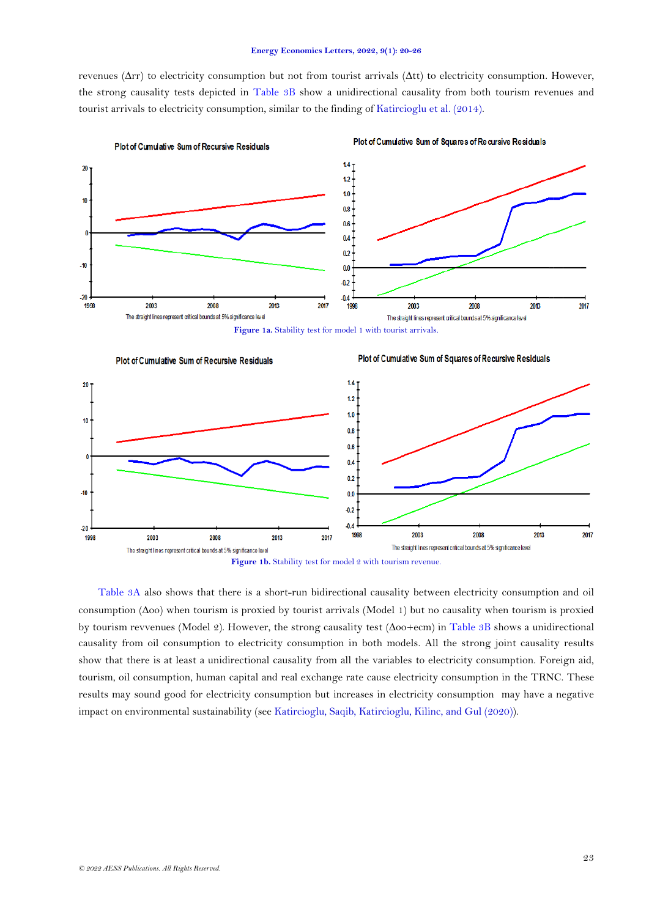revenues ($\Delta$rr) to electricity consumption but not from tourist arrivals ($\Delta$tt) to electricity consumption. However, the strong causality tests depicted in Table 3B show a unidirectional causality from both tourism revenues and tourist arrivals to electricity consumption, similar to the finding of Katircioglu et al. (2014).

**Figure 1a.** Stability test for model 1 with tourist arrivals.

**Figure 1b.** Stability test for model 2 with tourism revenue.

Table 3A also shows that there is a short-run bidirectional causality between electricity consumption and oil consumption ($\Delta$oo) when tourism is proxied by tourist arrivals (Model 1) but no causality when tourism is proxied by tourism revvenues (Model 2). However, the strong causality test ($\Delta$oo+ecm) in Table 3B shows a unidirectional causality from oil consumption to electricity consumption in both models. All the strong joint causality results show that there is at least a unidirectional causality from all the variables to electricity consumption. Foreign aid, tourism, oil consumption, human capital and real exchange rate cause electricity consumption in the TRNC. These results may sound good for electricity consumption but increases in electricity consumption may have a negative impact on environmental sustainability (see Katircioglu, Saqib, Katircioglu, Kilinc, and Gul (2020)).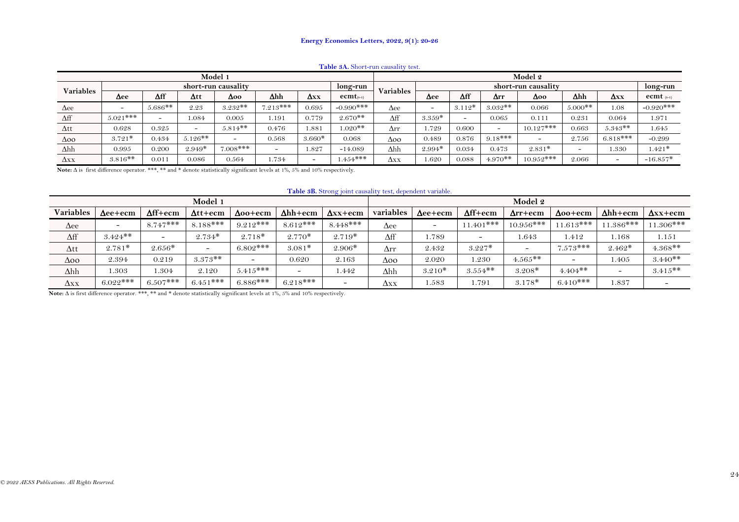**Table 3A.** Short-run causality test.

| Model 1 | | | | | | | | Model 2 | | | | | | | |
|---|---|---|---|---|---|---|---|---|---|---|---|---|---|---|---|
| Variables | short-run causality | | | | | | long-run | Variables | short-run causality | | | | | | long-run |
| | Δee | Δff | Δtt | Δoo | Δhh | Δxx | $ecmt_{(t-1)}$ | | Δee | Δff | Δrr | Δoo | Δhh | Δxx | $ecmt_{(t-1)}$ |
| Δee | - | 5.686** | 2.23 | 3.232** | 7.213*** | 0.695 | -0.990*** | Δee | - | 3.112* | 3.032** | 0.066 | 5.000** | 1.08 | -0.920*** |
| Δff | 5.021*** | - | 1.084 | 0.005 | 1.191 | 0.779 | 2.670** | Δff | 3.359* | - | 0.065 | 0.111 | 0.231 | 0.064 | 1.971 |
| Δtt | 0.628 | 0.325 | - | 5.814** | 0.476 | 1.881 | 1.020** | Δrr | 1.729 | 0.600 | - | 10.127*** | 0.663 | 5.343** | 1.645 |
| Δoo | 3.721* | 0.434 | 5.126** | - | 0.568 | 3.660* | 0.068 | Δoo | 0.489 | 0.876 | 9.18*** | - | 2.756 | 6.818*** | -0.299 |
| Δhh | 0.995 | 0.200 | 2.949* | 7.008*** | - | 1.827 | -14.089 | Δhh | 2.994* | 0.034 | 0.473 | 2.831* | - | 1.330 | 1.421* |
| Δxx | 3.816** | 0.011 | 0.086 | 0.564 | 1.734 | - | 1.454*** | Δxx | 1.620 | 0.088 | 4.970** | 10.952*** | 2.066 | - | -16.857* |

**Note:** Δ is first difference operator. ***, ** and * denote statistically significant levels at 1%, 5% and 10% respectively.

**Table 3B.** Strong joint causality test, dependent variable.

| Model 1 | | | | | | | Model 2 | | | | | | |
|---|---|---|---|---|---|---|---|---|---|---|---|---|---|
| Variables | Δee+ecm | Δff+ecm | Δtt+ecm | Δoo+ecm | Δhh+ecm | Δxx+ecm | variables | Δee+ecm | Δff+ecm | Δrr+ecm | Δoo+ecm | Δhh+ecm | Δxx+ecm |
| Δee | - | 8.747*** | 8.188*** | 9.212*** | 8.612*** | 8.448*** | Δee | - | 11.401*** | 10.956*** | 11.613*** | 11.386*** | 11.306*** |
| Δff | 3.424** | - | 2.734* | 2.718* | 2.770* | 2.719* | Δff | 1.789 | - | 1.643 | 1.412 | 1.168 | 1.151 |
| Δtt | 2.781* | 2.656* | - | 6.802*** | 3.081* | 2.906* | Δrr | 2.432 | 3.227* | - | 7.573*** | 2.462* | 4.368** |
| Δoo | 2.394 | 0.219 | 3.373** | - | 0.620 | 2.163 | Δoo | 2.020 | 1.230 | 4.565** | - | 1.405 | 3.440** |
| Δhh | 1.303 | 1.304 | 2.120 | 5.415*** | - | 1.442 | Δhh | 3.210* | 3.554** | 3.208* | 4.404** | - | 3.415** |
| Δxx | 6.022*** | 6.507*** | 6.451*** | 6.886*** | 6.218*** | - | Δxx | 1.583 | 1.791 | 3.178* | 6.410*** | 1.837 | - |

**Note:** Δ is first difference operator. ***, ** and * denote statistically significant levels at 1%, 5% and 10% respectively.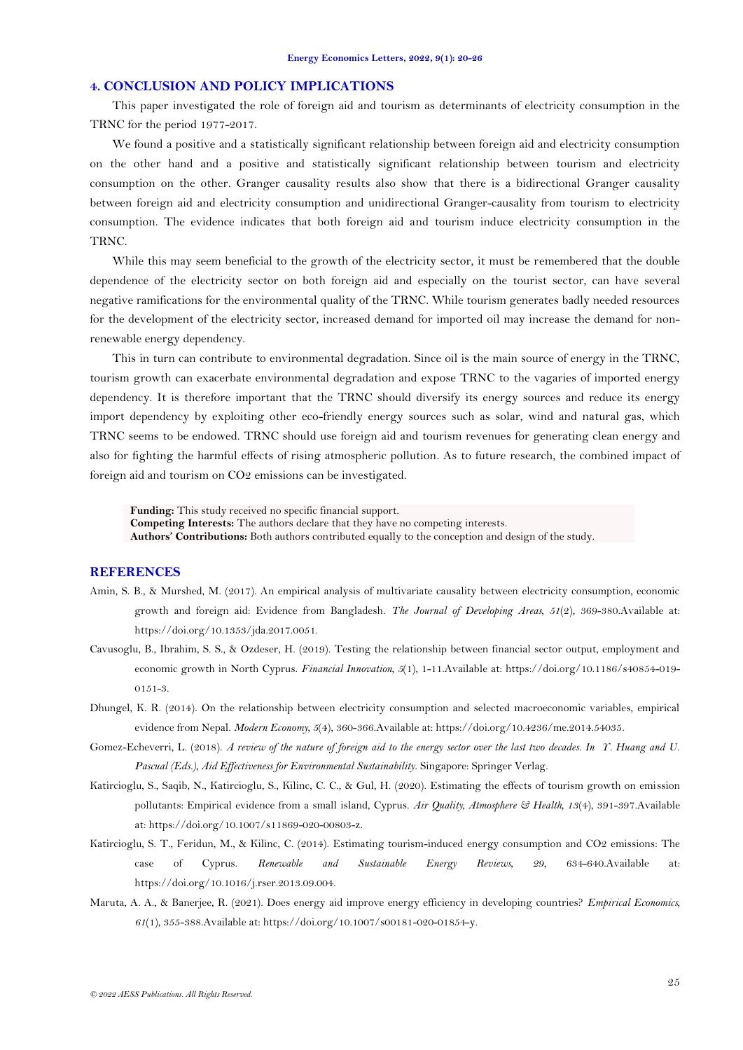## 4. CONCLUSION AND POLICY IMPLICATIONS

This paper investigated the role of foreign aid and tourism as determinants of electricity consumption in the TRNC for the period 1977-2017.

We found a positive and a statistically significant relationship between foreign aid and electricity consumption on the other hand and a positive and statistically significant relationship between tourism and electricity consumption on the other. Granger causality results also show that there is a bidirectional Granger causality between foreign aid and electricity consumption and unidirectional Granger-causality from tourism to electricity consumption. The evidence indicates that both foreign aid and tourism induce electricity consumption in the TRNC.

While this may seem beneficial to the growth of the electricity sector, it must be remembered that the double dependence of the electricity sector on both foreign aid and especially on the tourist sector, can have several negative ramifications for the environmental quality of the TRNC. While tourism generates badly needed resources for the development of the electricity sector, increased demand for imported oil may increase the demand for non-renewable energy dependency.

This in turn can contribute to environmental degradation. Since oil is the main source of energy in the TRNC, tourism growth can exacerbate environmental degradation and expose TRNC to the vagaries of imported energy dependency. It is therefore important that the TRNC should diversify its energy sources and reduce its energy import dependency by exploiting other eco-friendly energy sources such as solar, wind and natural gas, which TRNC seems to be endowed. TRNC should use foreign aid and tourism revenues for generating clean energy and also for fighting the harmful effects of rising atmospheric pollution. As to future research, the combined impact of foreign aid and tourism on $CO_2$ emissions can be investigated.

**Funding:** This study received no specific financial support.
**Competing Interests:** The authors declare that they have no competing interests.
**Authors' Contributions:** Both authors contributed equally to the conception and design of the study.

## REFERENCES

Amin, S. B., & Murshed, M. (2017). An empirical analysis of multivariate causality between electricity consumption, economic growth and foreign aid: Evidence from Bangladesh. *The Journal of Developing Areas, 51*(2), 369-380.Available at: https://doi.org/10.1353/jda.2017.0051.

Cavusoglu, B., Ibrahim, S. S., & Ozdeser, H. (2019). Testing the relationship between financial sector output, employment and economic growth in North Cyprus. *Financial Innovation, 5*(1), 1-11.Available at: https://doi.org/10.1186/s40854-019-0151-3.

Dhungel, K. R. (2014). On the relationship between electricity consumption and selected macroeconomic variables, empirical evidence from Nepal. *Modern Economy, 5*(4), 360-366.Available at: https://doi.org/10.4236/me.2014.54035.

Gomez-Echeverri, L. (2018). *A review of the nature of foreign aid to the energy sector over the last two decades. In Y. Huang and U. Pascual (Eds.), Aid Effectiveness for Environmental Sustainability.* Singapore: Springer Verlag.

Katircioglu, S., Saqib, N., Katircioglu, S., Kilinc, C. C., & Gul, H. (2020). Estimating the effects of tourism growth on emission pollutants: Empirical evidence from a small island, Cyprus. *Air Quality, Atmosphere & Health, 13*(4), 391-397.Available at: https://doi.org/10.1007/s11869-020-00803-z.

Katircioglu, S. T., Feridun, M., & Kilinc, C. (2014). Estimating tourism-induced energy consumption and CO2 emissions: The case of Cyprus. *Renewable and Sustainable Energy Reviews, 29*, 634-640.Available at: https://doi.org/10.1016/j.rser.2013.09.004.

Maruta, A. A., & Banerjee, R. (2021). Does energy aid improve energy efficiency in developing countries? *Empirical Economics, 61*(1), 355-388.Available at: https://doi.org/10.1007/s00181-020-01854-y.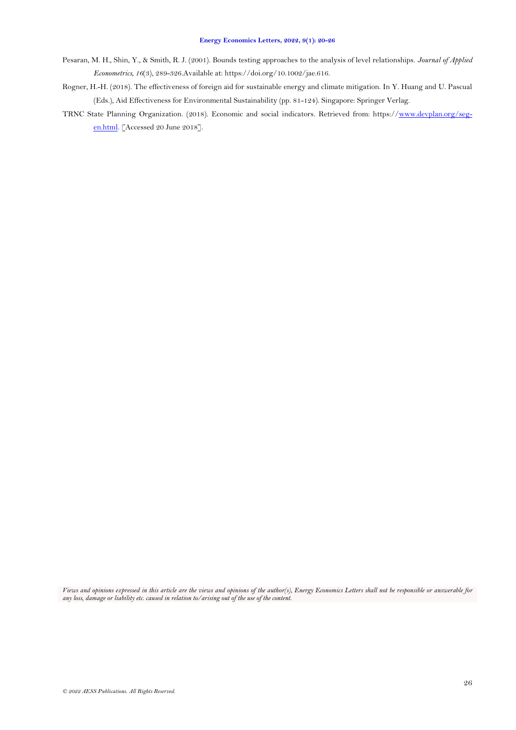Pesaran, M. H., Shin, Y., & Smith, R. J. (2001). Bounds testing approaches to the analysis of level relationships. *Journal of Applied Econometrics*, *16*(3), 289-326.Available at: https://doi.org/10.1002/jae.616.

Rogner, H.-H. (2018). The effectiveness of foreign aid for sustainable energy and climate mitigation. In Y. Huang and U. Pascual (Eds.), Aid Effectiveness for Environmental Sustainability (pp. 81-124). Singapore: Springer Verlag.

TRNC State Planning Organization. (2018). Economic and social indicators. Retrieved from: https://www.devplan.org/seg-en.html. [Accessed 20 June 2018].

*Views and opinions expressed in this article are the views and opinions of the author(s), Energy Economics Letters shall not be responsible or answerable for any loss, damage or liability etc. caused in relation to/arising out of the use of the content.*